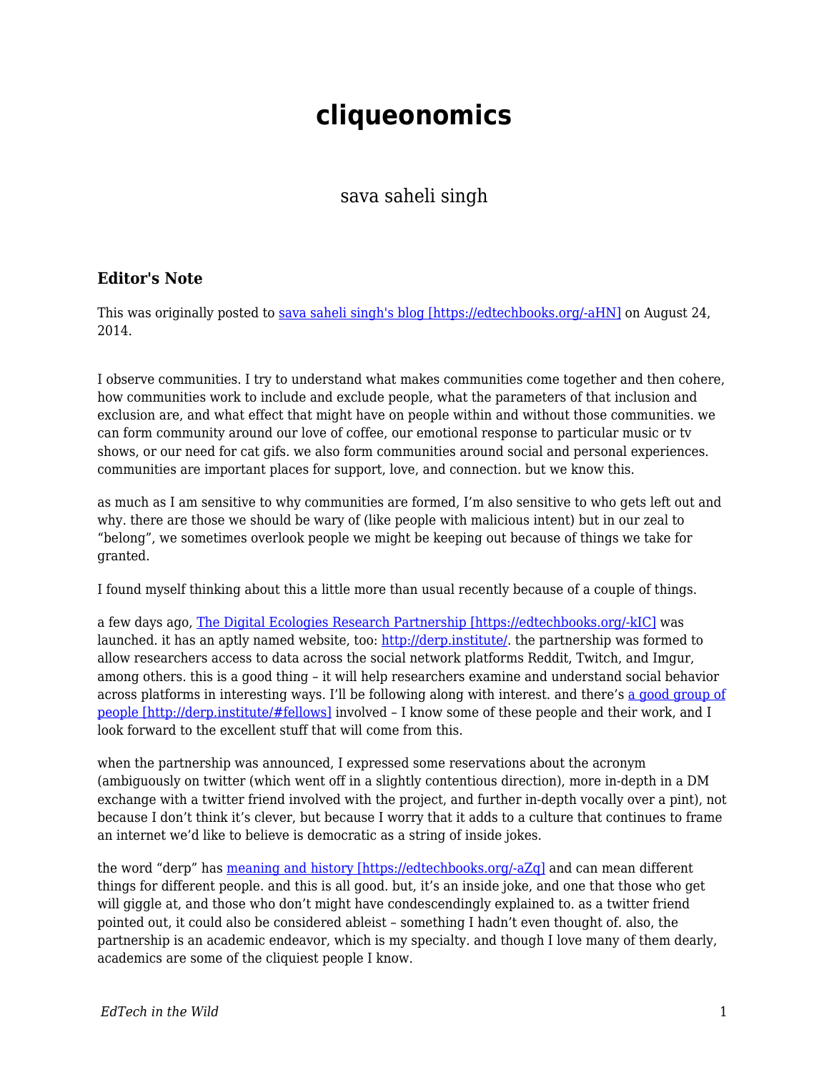# cliqueonomics

sava saheli singh

### Editor's Note

This was originally posted to [sava saheli singh's blog [https://edtechbooks.org/-aHN]](https://edtechbooks.org/-aHN) on August 24, 2014.

I observe communities. I try to understand what makes communities come together and then cohere, how communities work to include and exclude people, what the parameters of that inclusion and exclusion are, and what effect that might have on people within and without those communities. we can form community around our love of coffee, our emotional response to particular music or tv shows, or our need for cat gifs. we also form communities around social and personal experiences. communities are important places for support, love, and connection. but we know this.

as much as I am sensitive to why communities are formed, I'm also sensitive to who gets left out and why. there are those we should be wary of (like people with malicious intent) but in our zeal to "belong", we sometimes overlook people we might be keeping out because of things we take for granted.

I found myself thinking about this a little more than usual recently because of a couple of things.

a few days ago, [The Digital Ecologies Research Partnership [https://edtechbooks.org/-kIC]](https://edtechbooks.org/-kIC) was launched. it has an aptly named website, too: [http://derp.institute/](http://derp.institute/). the partnership was formed to allow researchers access to data across the social network platforms Reddit, Twitch, and Imgur, among others. this is a good thing – it will help researchers examine and understand social behavior across platforms in interesting ways. I'll be following along with interest. and there's [a good group of people [http://derp.institute/#fellows]](http://derp.institute/#fellows) involved – I know some of these people and their work, and I look forward to the excellent stuff that will come from this.

when the partnership was announced, I expressed some reservations about the acronym (ambiguously on twitter (which went off in a slightly contentious direction), more in-depth in a DM exchange with a twitter friend involved with the project, and further in-depth vocally over a pint), not because I don't think it's clever, but because I worry that it adds to a culture that continues to frame an internet we'd like to believe is democratic as a string of inside jokes.

the word "derp" has [meaning and history [https://edtechbooks.org/-aZq]](https://edtechbooks.org/-aZq) and can mean different things for different people. and this is all good. but, it's an inside joke, and one that those who get will giggle at, and those who don't might have condescendingly explained to. as a twitter friend pointed out, it could also be considered ableist – something I hadn't even thought of. also, the partnership is an academic endeavor, which is my specialty. and though I love many of them dearly, academics are some of the cliquiest people I know.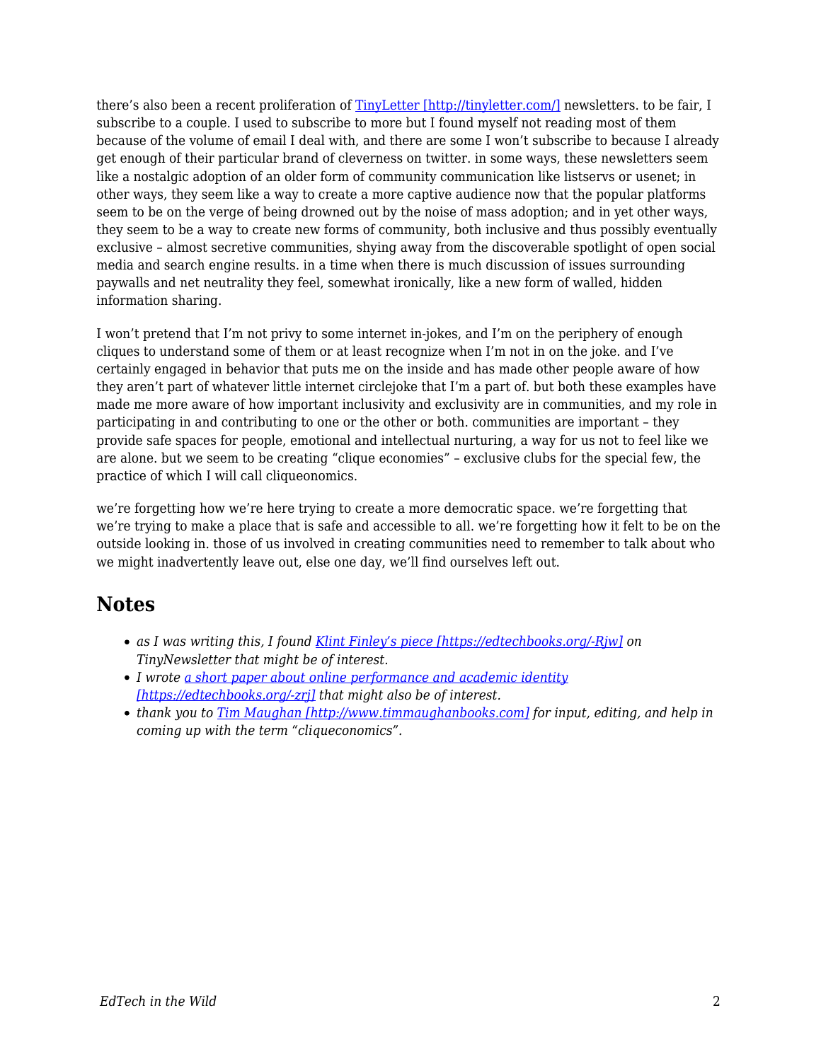there's also been a recent proliferation of [TinyLetter [http://tinyletter.com/]](http://tinyletter.com/) newsletters. to be fair, I subscribe to a couple. I used to subscribe to more but I found myself not reading most of them because of the volume of email I deal with, and there are some I won't subscribe to because I already get enough of their particular brand of cleverness on twitter. in some ways, these newsletters seem like a nostalgic adoption of an older form of community communication like listservs or usenet; in other ways, they seem like a way to create a more captive audience now that the popular platforms seem to be on the verge of being drowned out by the noise of mass adoption; and in yet other ways, they seem to be a way to create new forms of community, both inclusive and thus possibly eventually exclusive – almost secretive communities, shying away from the discoverable spotlight of open social media and search engine results. in a time when there is much discussion of issues surrounding paywalls and net neutrality they feel, somewhat ironically, like a new form of walled, hidden information sharing.

I won't pretend that I'm not privy to some internet in-jokes, and I'm on the periphery of enough cliques to understand some of them or at least recognize when I'm not in on the joke. and I've certainly engaged in behavior that puts me on the inside and has made other people aware of how they aren't part of whatever little internet circlejoke that I'm a part of. but both these examples have made me more aware of how important inclusivity and exclusivity are in communities, and my role in participating in and contributing to one or the other or both. communities are important – they provide safe spaces for people, emotional and intellectual nurturing, a way for us not to feel like we are alone. but we seem to be creating "clique economies" – exclusive clubs for the special few, the practice of which I will call cliqueonomics.

we're forgetting how we're here trying to create a more democratic space. we're forgetting that we're trying to make a place that is safe and accessible to all. we're forgetting how it felt to be on the outside looking in. those of us involved in creating communities need to remember to talk about who we might inadvertently leave out, else one day, we'll find ourselves left out.

## Notes

- *as I was writing this, I found [Klint Finley's piece [https://edtechbooks.org/-Rjw]](https://edtechbooks.org/-Rjw) on TinyNewsletter that might be of interest.*
- *I wrote [a short paper about online performance and academic identity [https://edtechbooks.org/-zrj]](https://edtechbooks.org/-zrj) that might also be of interest.*
- *thank you to [Tim Maughan [http://www.timmaughanbooks.com]](http://www.timmaughanbooks.com) for input, editing, and help in coming up with the term "cliqueconomics".*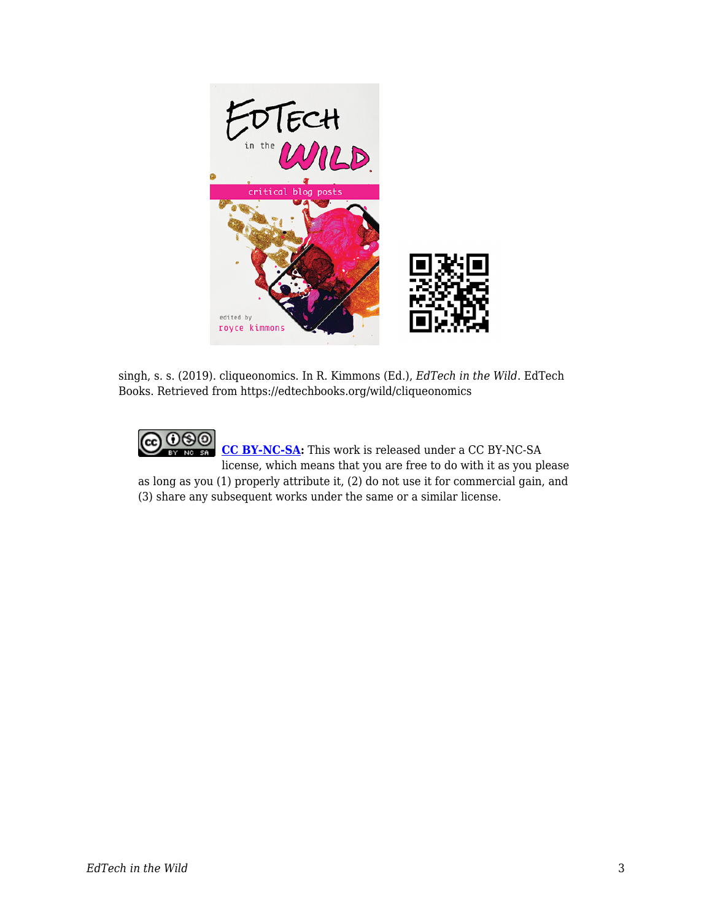singh, s. s. (2019). cliqueonomics. In R. Kimmons (Ed.), *EdTech in the Wild*. EdTech Books. Retrieved from https://edtechbooks.org/wild/cliqueonomics

**CC BY-NC-SA:** This work is released under a CC BY-NC-SA license, which means that you are free to do with it as you please as long as you (1) properly attribute it, (2) do not use it for commercial gain, and (3) share any subsequent works under the same or a similar license.